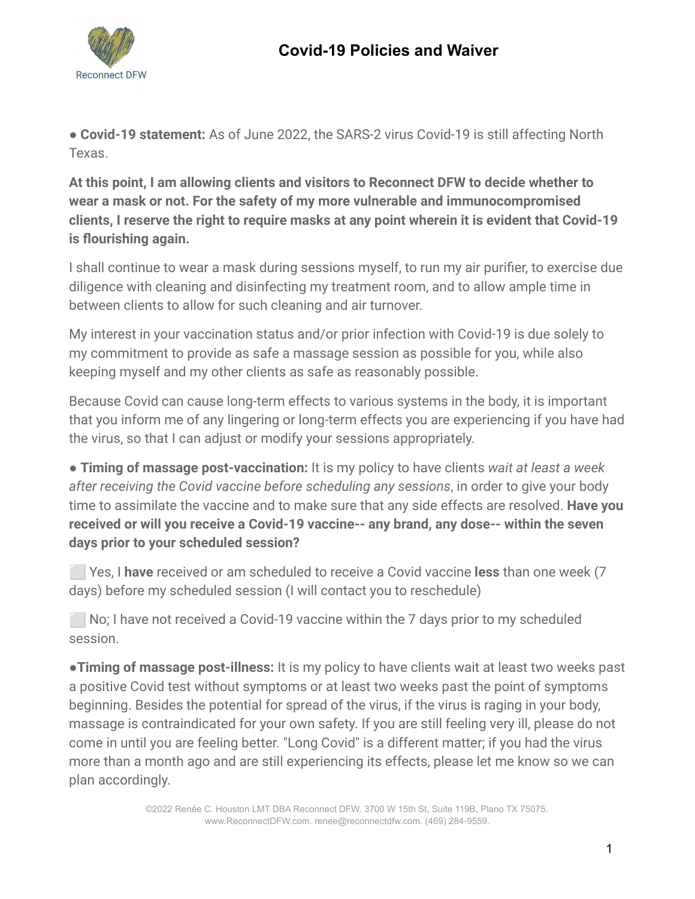Reconnect DFW

# Covid-19 Policies and Waiver

● **Covid-19 statement:** As of June 2022, the SARS-2 virus Covid-19 is still affecting North Texas.

**At this point, I am allowing clients and visitors to Reconnect DFW to decide whether to wear a mask or not. For the safety of my more vulnerable and immunocompromised clients, I reserve the right to require masks at any point wherein it is evident that Covid-19 is flourishing again.**

I shall continue to wear a mask during sessions myself, to run my air purifier, to exercise due diligence with cleaning and disinfecting my treatment room, and to allow ample time in between clients to allow for such cleaning and air turnover.

My interest in your vaccination status and/or prior infection with Covid-19 is due solely to my commitment to provide as safe a massage session as possible for you, while also keeping myself and my other clients as safe as reasonably possible.

Because Covid can cause long-term effects to various systems in the body, it is important that you inform me of any lingering or long-term effects you are experiencing if you have had the virus, so that I can adjust or modify your sessions appropriately.

● **Timing of massage post-vaccination:** It is my policy to have clients *wait at least a week after receiving the Covid vaccine before scheduling any sessions*, in order to give your body time to assimilate the vaccine and to make sure that any side effects are resolved. **Have you received or will you receive a Covid-19 vaccine-- any brand, any dose-- within the seven days prior to your scheduled session?**

⬜ Yes, I **have** received or am scheduled to receive a Covid vaccine **less** than one week (7 days) before my scheduled session (I will contact you to reschedule)

⬜ No; I have not received a Covid-19 vaccine within the 7 days prior to my scheduled session.

●**Timing of massage post-illness:** It is my policy to have clients wait at least two weeks past a positive Covid test without symptoms or at least two weeks past the point of symptoms beginning. Besides the potential for spread of the virus, if the virus is raging in your body, massage is contraindicated for your own safety. If you are still feeling very ill, please do not come in until you are feeling better. "Long Covid" is a different matter; if you had the virus more than a month ago and are still experiencing its effects, please let me know so we can plan accordingly.

©2022 Renée C. Houston LMT DBA Reconnect DFW. 3700 W 15th St, Suite 119B, Plano TX 75075. www.ReconnectDFW.com. renee@reconnectdfw.com. (469) 284-9559.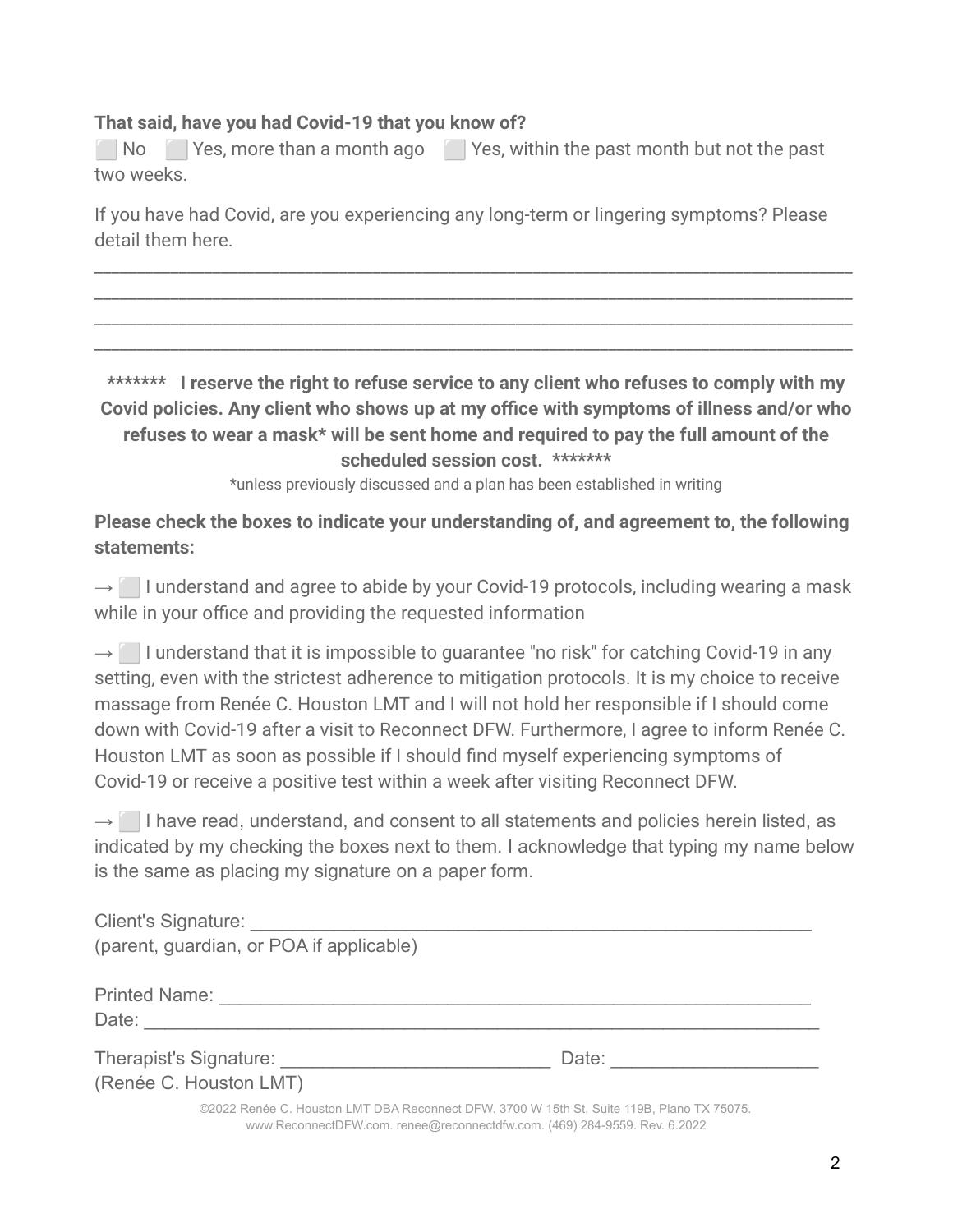**That said, have you had Covid-19 that you know of?**

⬜ No ⬜ Yes, more than a month ago ⬜ Yes, within the past month but not the past two weeks.

If you have had Covid, are you experiencing any long-term or lingering symptoms? Please detail them here.

_______________________________________________________________________________
_______________________________________________________________________________
_______________________________________________________________________________
_______________________________________________________________________________

**\*\*\*\*\*\*\* I reserve the right to refuse service to any client who refuses to comply with my Covid policies. Any client who shows up at my office with symptoms of illness and/or who refuses to wear a mask\* will be sent home and required to pay the full amount of the scheduled session cost. \*\*\*\*\*\*\***

\*unless previously discussed and a plan has been established in writing

**Please check the boxes to indicate your understanding of, and agreement to, the following statements:**

→ ⬜ I understand and agree to abide by your Covid-19 protocols, including wearing a mask while in your office and providing the requested information

→ ⬜ I understand that it is impossible to guarantee "no risk" for catching Covid-19 in any setting, even with the strictest adherence to mitigation protocols. It is my choice to receive massage from Renée C. Houston LMT and I will not hold her responsible if I should come down with Covid-19 after a visit to Reconnect DFW. Furthermore, I agree to inform Renée C. Houston LMT as soon as possible if I should find myself experiencing symptoms of Covid-19 or receive a positive test within a week after visiting Reconnect DFW.

→ ⬜ I have read, understand, and consent to all statements and policies herein listed, as indicated by my checking the boxes next to them. I acknowledge that typing my name below is the same as placing my signature on a paper form.

Client's Signature: ________________________________________________________
(parent, guardian, or POA if applicable)

Printed Name: ____________________________________________________________
Date: ____________________________________________________________________

Therapist's Signature: ___________________________ Date: ____________________
(Renée C. Houston LMT)

©2022 Renée C. Houston LMT DBA Reconnect DFW. 3700 W 15th St, Suite 119B, Plano TX 75075. www.ReconnectDFW.com. renee@reconnectdfw.com. (469) 284-9559. Rev. 6.2022